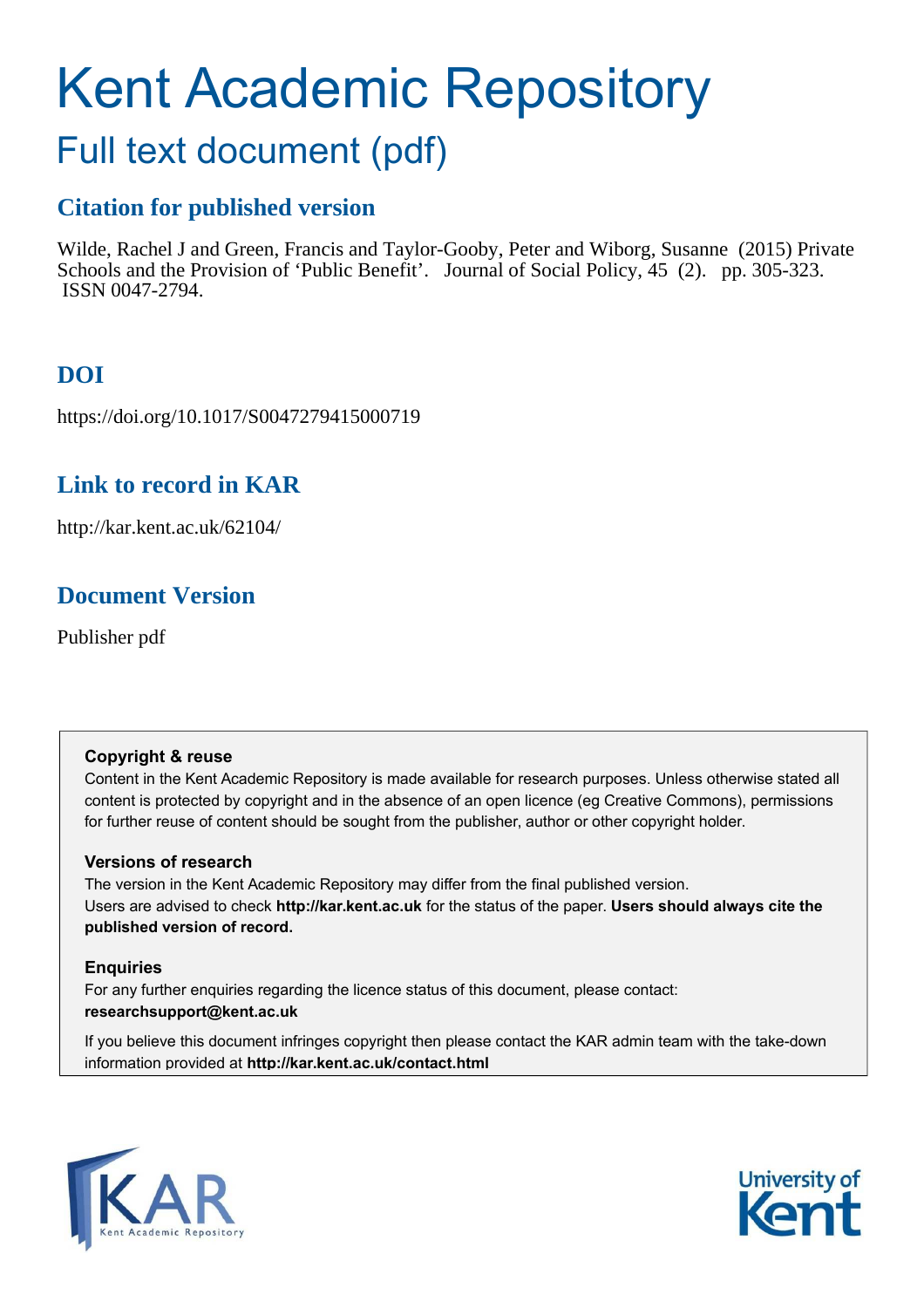# Kent Academic Repository

## Full text document (pdf)

### Citation for published version

Wilde, Rachel J and Green, Francis and Taylor-Gooby, Peter and Wiborg, Susanne (2015) Private Schools and the Provision of 'Public Benefit'. Journal of Social Policy, 45 (2). pp. 305-323. ISSN 0047-2794.

### DOI

https://doi.org/10.1017/S0047279415000719

### Link to record in KAR

http://kar.kent.ac.uk/62104/

### Document Version

Publisher pdf

**Copyright & reuse**

Content in the Kent Academic Repository is made available for research purposes. Unless otherwise stated all content is protected by copyright and in the absence of an open licence (eg Creative Commons), permissions for further reuse of content should be sought from the publisher, author or other copyright holder.

**Versions of research**

The version in the Kent Academic Repository may differ from the final published version. Users are advised to check **http://kar.kent.ac.uk** for the status of the paper. **Users should always cite the published version of record.**

**Enquiries**

For any further enquiries regarding the licence status of this document, please contact: **researchsupport@kent.ac.uk**

If you believe this document infringes copyright then please contact the KAR admin team with the take-down information provided at **http://kar.kent.ac.uk/contact.html**

KAR Kent Academic Repository

University of Kent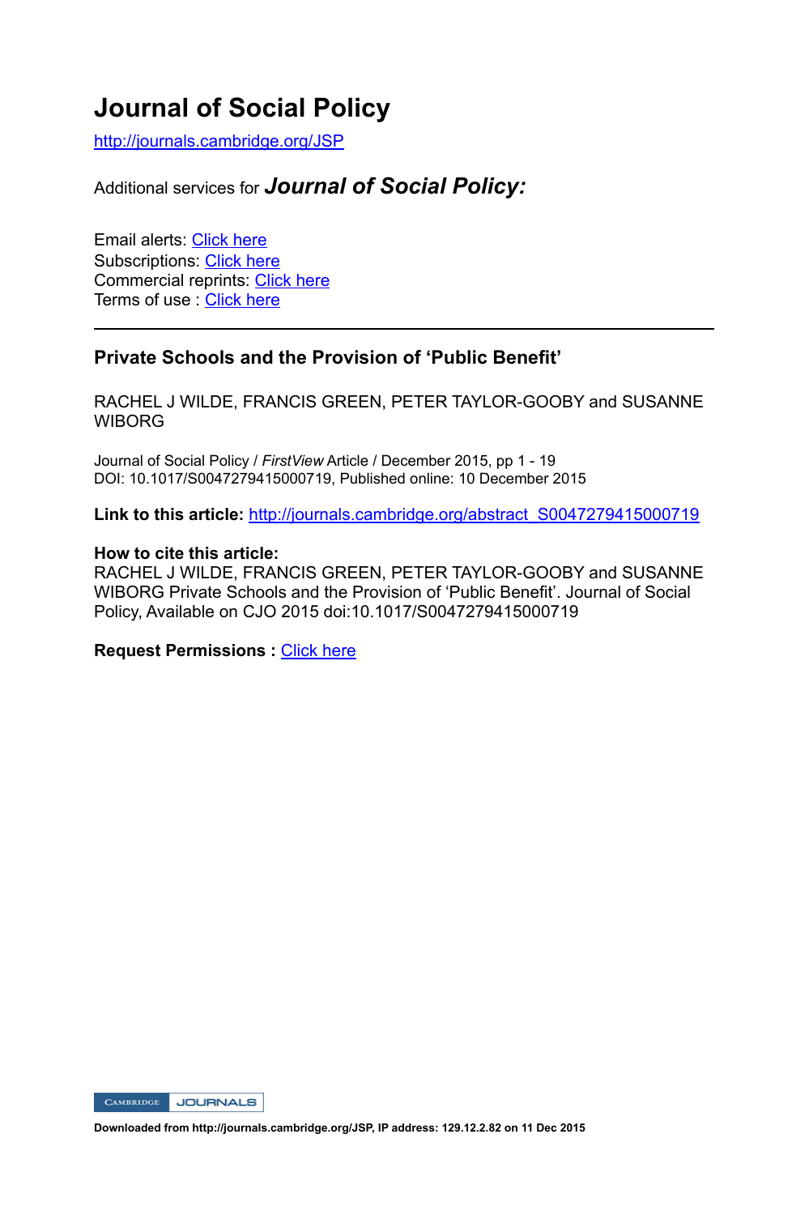# Journal of Social Policy

http://journals.cambridge.org/JSP

Additional services for ***Journal of Social Policy:***

Email alerts: Click here
Subscriptions: Click here
Commercial reprints: Click here
Terms of use : Click here

---

## Private Schools and the Provision of 'Public Benefit'

RACHEL J WILDE, FRANCIS GREEN, PETER TAYLOR-GOOBY and SUSANNE WIBORG

Journal of Social Policy / *FirstView* Article / December 2015, pp 1 - 19
DOI: 10.1017/S0047279415000719, Published online: 10 December 2015

**Link to this article:** http://journals.cambridge.org/abstract_S0047279415000719

**How to cite this article:**
RACHEL J WILDE, FRANCIS GREEN, PETER TAYLOR-GOOBY and SUSANNE WIBORG Private Schools and the Provision of 'Public Benefit'. Journal of Social Policy, Available on CJO 2015 doi:10.1017/S0047279415000719

**Request Permissions :** Click here

**Downloaded from http://journals.cambridge.org/JSP, IP address: 129.12.2.82 on 11 Dec 2015**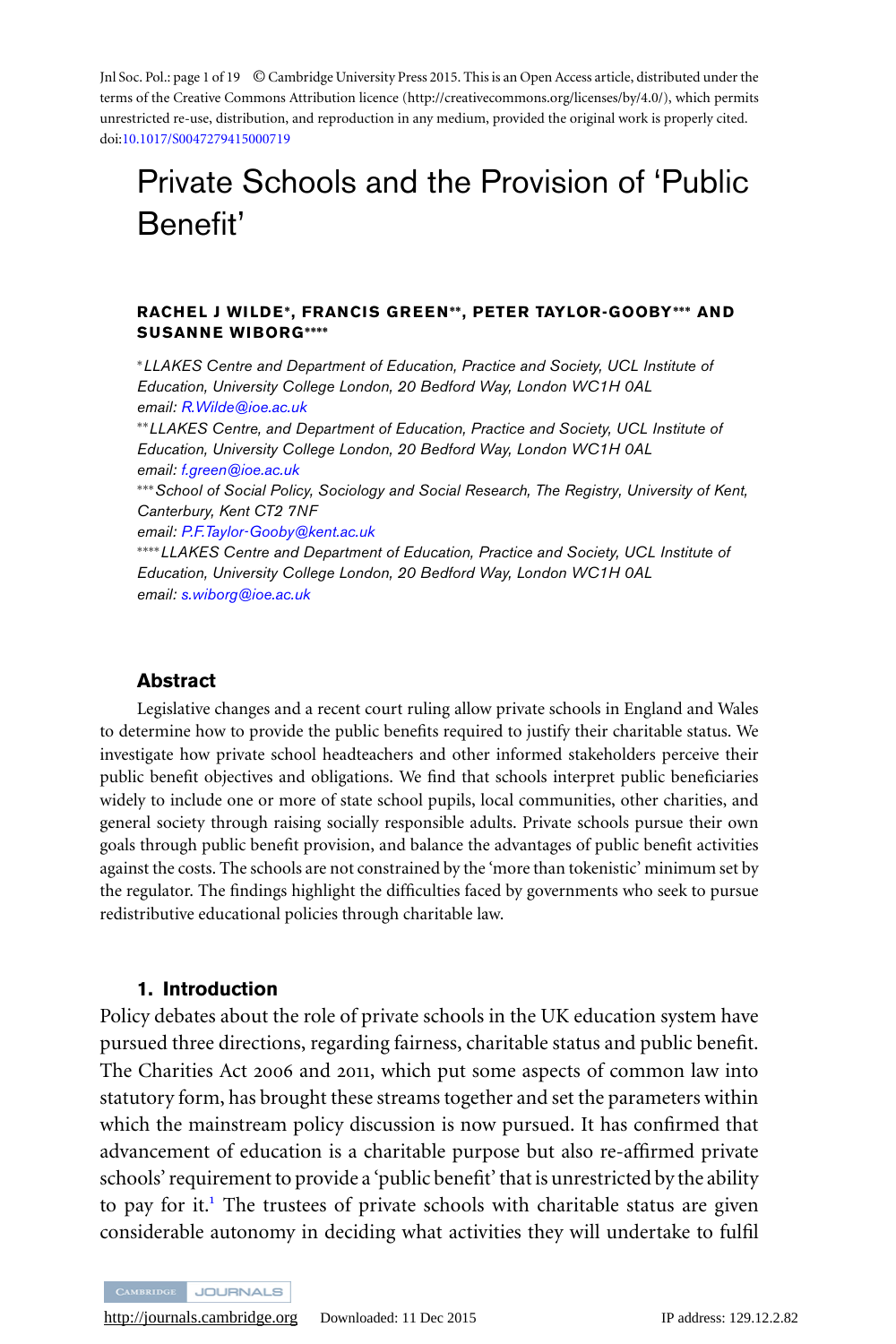Jnl Soc. Pol.: page 1 of 19 © Cambridge University Press 2015. This is an Open Access article, distributed under the terms of the Creative Commons Attribution licence (http://creativecommons.org/licenses/by/4.0/), which permits unrestricted re-use, distribution, and reproduction in any medium, provided the original work is properly cited. doi:10.1017/S0047279415000719

# Private Schools and the Provision of 'Public Benefit'

**RACHEL J WILDE\*, FRANCIS GREEN\*\*, PETER TAYLOR-GOOBY\*\*\* AND SUSANNE WIBORG\*\*\*\***

\**LLAKES Centre and Department of Education, Practice and Society, UCL Institute of Education, University College London, 20 Bedford Way, London WC1H 0AL*
*email: R.Wilde@ioe.ac.uk*

\*\**LLAKES Centre, and Department of Education, Practice and Society, UCL Institute of Education, University College London, 20 Bedford Way, London WC1H 0AL*
*email: f.green@ioe.ac.uk*

\*\*\**School of Social Policy, Sociology and Social Research, The Registry, University of Kent, Canterbury, Kent CT2 7NF*
*email: P.F.Taylor-Gooby@kent.ac.uk*

\*\*\*\**LLAKES Centre and Department of Education, Practice and Society, UCL Institute of Education, University College London, 20 Bedford Way, London WC1H 0AL*
*email: s.wiborg@ioe.ac.uk*

## Abstract

Legislative changes and a recent court ruling allow private schools in England and Wales to determine how to provide the public benefits required to justify their charitable status. We investigate how private school headteachers and other informed stakeholders perceive their public benefit objectives and obligations. We find that schools interpret public beneficiaries widely to include one or more of state school pupils, local communities, other charities, and general society through raising socially responsible adults. Private schools pursue their own goals through public benefit provision, and balance the advantages of public benefit activities against the costs. The schools are not constrained by the 'more than tokenistic' minimum set by the regulator. The findings highlight the difficulties faced by governments who seek to pursue redistributive educational policies through charitable law.

## 1. Introduction

Policy debates about the role of private schools in the UK education system have pursued three directions, regarding fairness, charitable status and public benefit. The Charities Act 2006 and 2011, which put some aspects of common law into statutory form, has brought these streams together and set the parameters within which the mainstream policy discussion is now pursued. It has confirmed that advancement of education is a charitable purpose but also re-affirmed private schools' requirement to provide a 'public benefit' that is unrestricted by the ability to pay for it.[1] The trustees of private schools with charitable status are given considerable autonomy in deciding what activities they will undertake to fulfil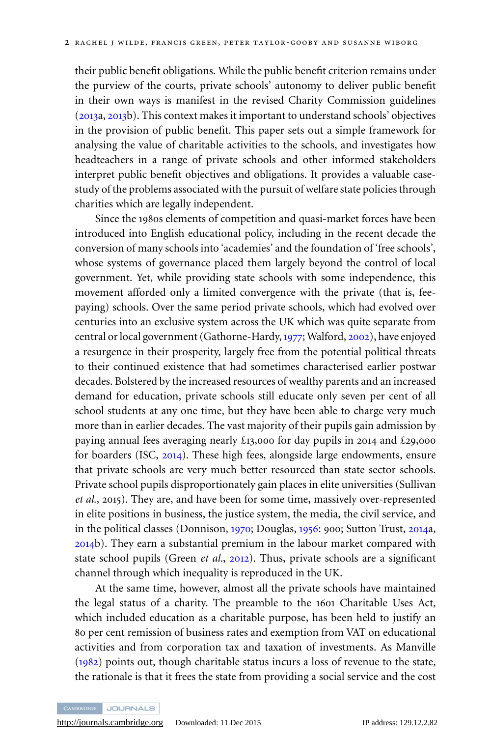their public benefit obligations. While the public benefit criterion remains under the purview of the courts, private schools' autonomy to deliver public benefit in their own ways is manifest in the revised Charity Commission guidelines (2013a, 2013b). This context makes it important to understand schools' objectives in the provision of public benefit. This paper sets out a simple framework for analysing the value of charitable activities to the schools, and investigates how headteachers in a range of private schools and other informed stakeholders interpret public benefit objectives and obligations. It provides a valuable case-study of the problems associated with the pursuit of welfare state policies through charities which are legally independent.

Since the 1980s elements of competition and quasi-market forces have been introduced into English educational policy, including in the recent decade the conversion of many schools into 'academies' and the foundation of 'free schools', whose systems of governance placed them largely beyond the control of local government. Yet, while providing state schools with some independence, this movement afforded only a limited convergence with the private (that is, fee-paying) schools. Over the same period private schools, which had evolved over centuries into an exclusive system across the UK which was quite separate from central or local government (Gathorne-Hardy, 1977; Walford, 2002), have enjoyed a resurgence in their prosperity, largely free from the potential political threats to their continued existence that had sometimes characterised earlier postwar decades. Bolstered by the increased resources of wealthy parents and an increased demand for education, private schools still educate only seven per cent of all school students at any one time, but they have been able to charge very much more than in earlier decades. The vast majority of their pupils gain admission by paying annual fees averaging nearly £13,000 for day pupils in 2014 and £29,000 for boarders (ISC, 2014). These high fees, alongside large endowments, ensure that private schools are very much better resourced than state sector schools. Private school pupils disproportionately gain places in elite universities (Sullivan *et al.*, 2015). They are, and have been for some time, massively over-represented in elite positions in business, the justice system, the media, the civil service, and in the political classes (Donnison, 1970; Douglas, 1956: 900; Sutton Trust, 2014a, 2014b). They earn a substantial premium in the labour market compared with state school pupils (Green *et al.*, 2012). Thus, private schools are a significant channel through which inequality is reproduced in the UK.

At the same time, however, almost all the private schools have maintained the legal status of a charity. The preamble to the 1601 Charitable Uses Act, which included education as a charitable purpose, has been held to justify an 80 per cent remission of business rates and exemption from VAT on educational activities and from corporation tax and taxation of investments. As Manville (1982) points out, though charitable status incurs a loss of revenue to the state, the rationale is that it frees the state from providing a social service and the cost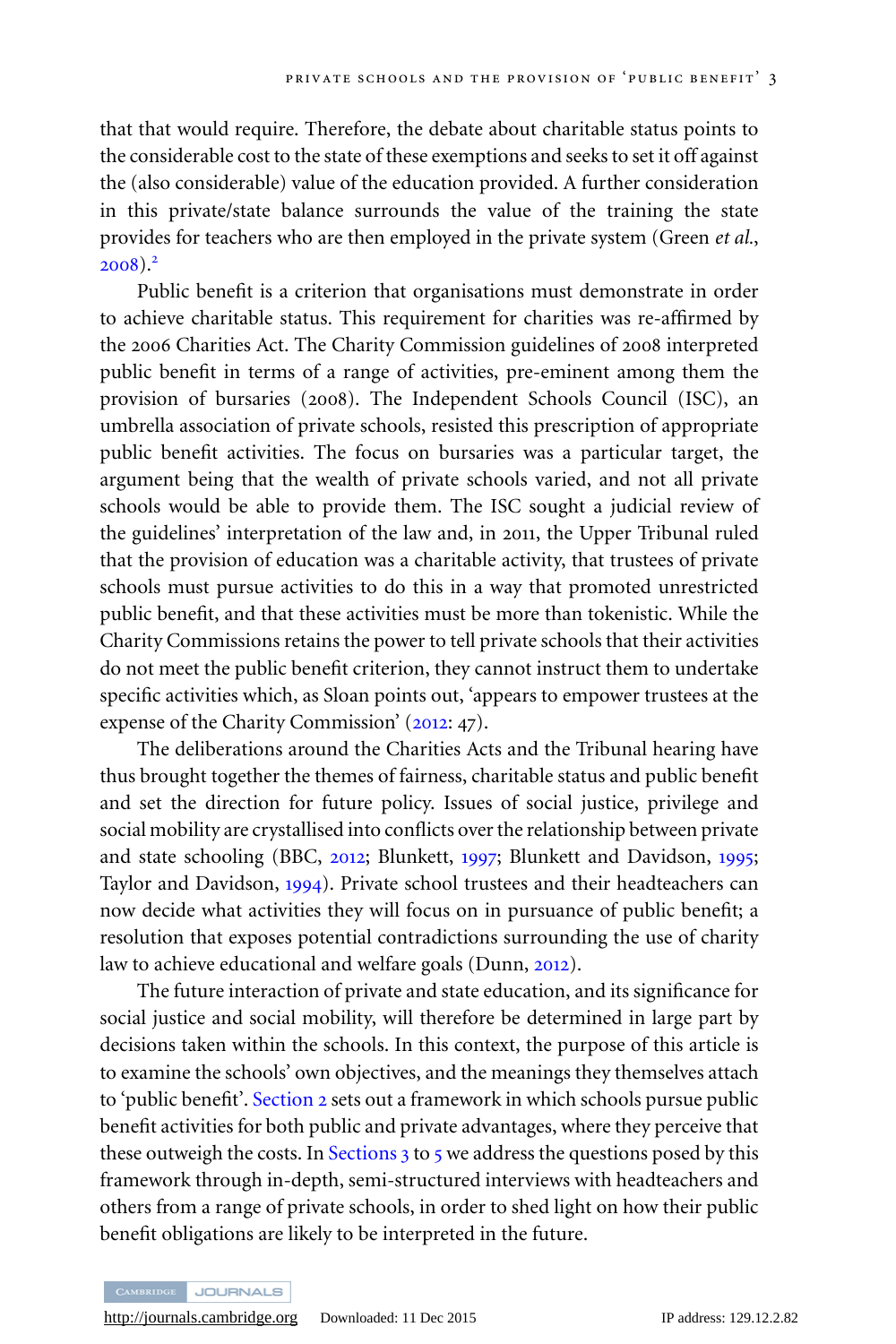that that would require. Therefore, the debate about charitable status points to the considerable cost to the state of these exemptions and seeks to set it off against the (also considerable) value of the education provided. A further consideration in this private/state balance surrounds the value of the training the state provides for teachers who are then employed in the private system (Green *et al.*, 2008).[2]

Public benefit is a criterion that organisations must demonstrate in order to achieve charitable status. This requirement for charities was re-affirmed by the 2006 Charities Act. The Charity Commission guidelines of 2008 interpreted public benefit in terms of a range of activities, pre-eminent among them the provision of bursaries (2008). The Independent Schools Council (ISC), an umbrella association of private schools, resisted this prescription of appropriate public benefit activities. The focus on bursaries was a particular target, the argument being that the wealth of private schools varied, and not all private schools would be able to provide them. The ISC sought a judicial review of the guidelines' interpretation of the law and, in 2011, the Upper Tribunal ruled that the provision of education was a charitable activity, that trustees of private schools must pursue activities to do this in a way that promoted unrestricted public benefit, and that these activities must be more than tokenistic. While the Charity Commissions retains the power to tell private schools that their activities do not meet the public benefit criterion, they cannot instruct them to undertake specific activities which, as Sloan points out, 'appears to empower trustees at the expense of the Charity Commission' (2012: 47).

The deliberations around the Charities Acts and the Tribunal hearing have thus brought together the themes of fairness, charitable status and public benefit and set the direction for future policy. Issues of social justice, privilege and social mobility are crystallised into conflicts over the relationship between private and state schooling (BBC, 2012; Blunkett, 1997; Blunkett and Davidson, 1995; Taylor and Davidson, 1994). Private school trustees and their headteachers can now decide what activities they will focus on in pursuance of public benefit; a resolution that exposes potential contradictions surrounding the use of charity law to achieve educational and welfare goals (Dunn, 2012).

The future interaction of private and state education, and its significance for social justice and social mobility, will therefore be determined in large part by decisions taken within the schools. In this context, the purpose of this article is to examine the schools' own objectives, and the meanings they themselves attach to 'public benefit'. Section 2 sets out a framework in which schools pursue public benefit activities for both public and private advantages, where they perceive that these outweigh the costs. In Sections 3 to 5 we address the questions posed by this framework through in-depth, semi-structured interviews with headteachers and others from a range of private schools, in order to shed light on how their public benefit obligations are likely to be interpreted in the future.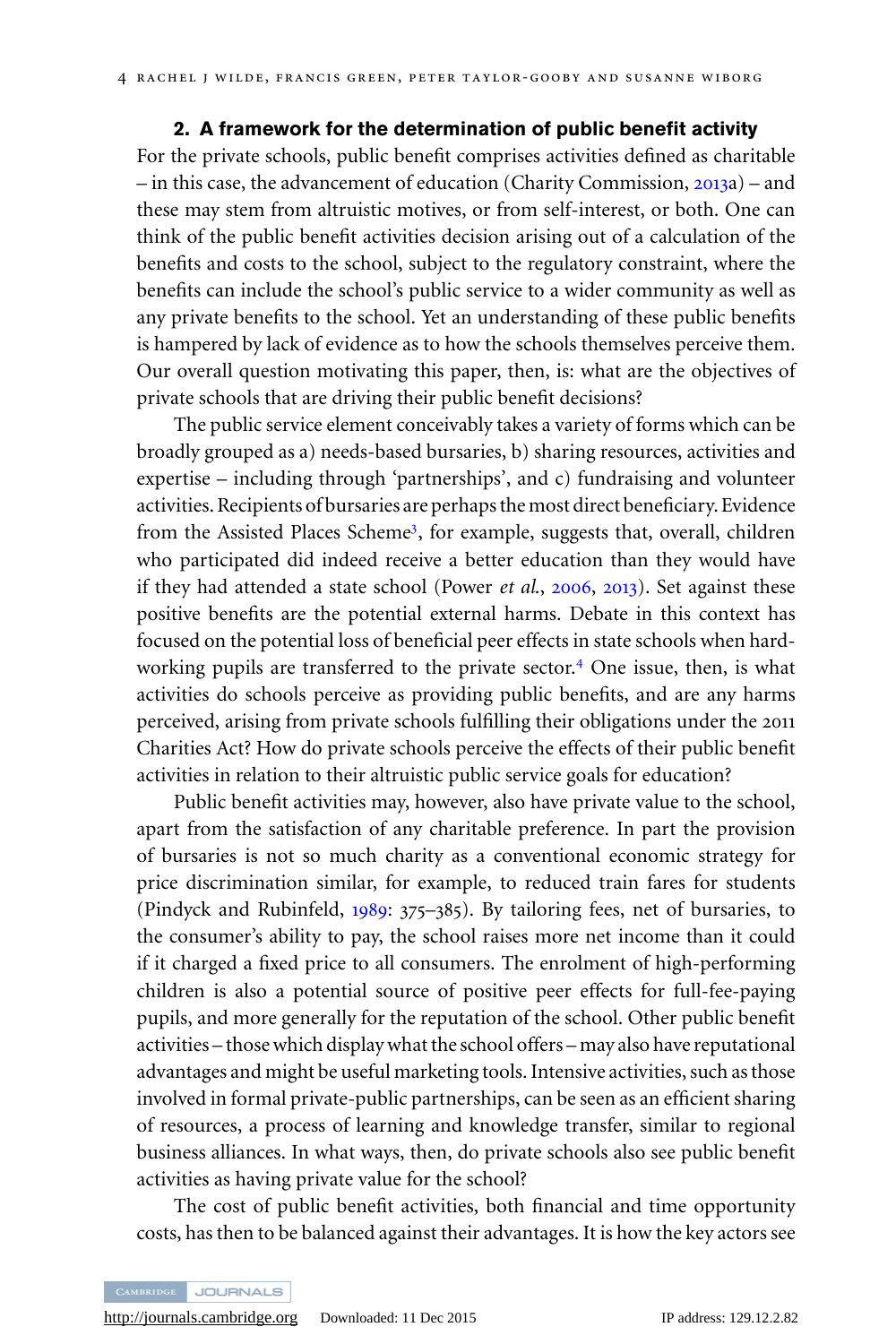## 2. A framework for the determination of public benefit activity

For the private schools, public benefit comprises activities defined as charitable – in this case, the advancement of education (Charity Commission, 2013a) – and these may stem from altruistic motives, or from self-interest, or both. One can think of the public benefit activities decision arising out of a calculation of the benefits and costs to the school, subject to the regulatory constraint, where the benefits can include the school's public service to a wider community as well as any private benefits to the school. Yet an understanding of these public benefits is hampered by lack of evidence as to how the schools themselves perceive them. Our overall question motivating this paper, then, is: what are the objectives of private schools that are driving their public benefit decisions?

The public service element conceivably takes a variety of forms which can be broadly grouped as a) needs-based bursaries, b) sharing resources, activities and expertise – including through 'partnerships', and c) fundraising and volunteer activities. Recipients of bursaries are perhaps the most direct beneficiary. Evidence from the Assisted Places Scheme[3], for example, suggests that, overall, children who participated did indeed receive a better education than they would have if they had attended a state school (Power *et al.*, 2006, 2013). Set against these positive benefits are the potential external harms. Debate in this context has focused on the potential loss of beneficial peer effects in state schools when hard-working pupils are transferred to the private sector.[4] One issue, then, is what activities do schools perceive as providing public benefits, and are any harms perceived, arising from private schools fulfilling their obligations under the 2011 Charities Act? How do private schools perceive the effects of their public benefit activities in relation to their altruistic public service goals for education?

Public benefit activities may, however, also have private value to the school, apart from the satisfaction of any charitable preference. In part the provision of bursaries is not so much charity as a conventional economic strategy for price discrimination similar, for example, to reduced train fares for students (Pindyck and Rubinfeld, 1989: 375–385). By tailoring fees, net of bursaries, to the consumer's ability to pay, the school raises more net income than it could if it charged a fixed price to all consumers. The enrolment of high-performing children is also a potential source of positive peer effects for full-fee-paying pupils, and more generally for the reputation of the school. Other public benefit activities – those which display what the school offers – may also have reputational advantages and might be useful marketing tools. Intensive activities, such as those involved in formal private-public partnerships, can be seen as an efficient sharing of resources, a process of learning and knowledge transfer, similar to regional business alliances. In what ways, then, do private schools also see public benefit activities as having private value for the school?

The cost of public benefit activities, both financial and time opportunity costs, has then to be balanced against their advantages. It is how the key actors see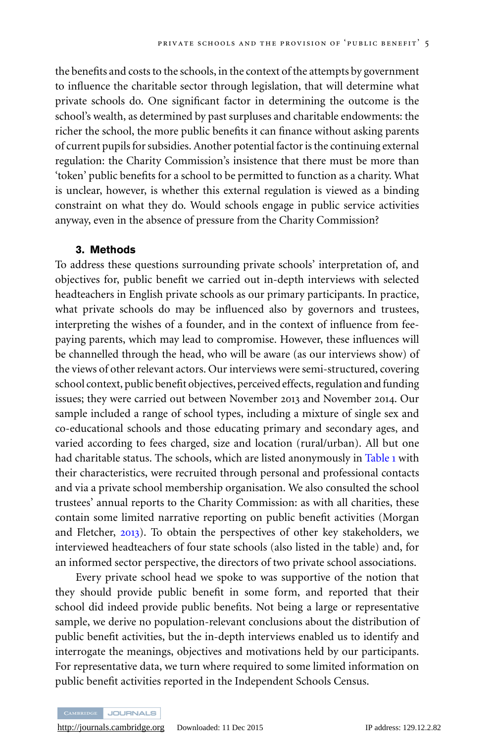the benefits and costs to the schools, in the context of the attempts by government to influence the charitable sector through legislation, that will determine what private schools do. One significant factor in determining the outcome is the school's wealth, as determined by past surpluses and charitable endowments: the richer the school, the more public benefits it can finance without asking parents of current pupils for subsidies. Another potential factor is the continuing external regulation: the Charity Commission's insistence that there must be more than 'token' public benefits for a school to be permitted to function as a charity. What is unclear, however, is whether this external regulation is viewed as a binding constraint on what they do. Would schools engage in public service activities anyway, even in the absence of pressure from the Charity Commission?

## 3. Methods

To address these questions surrounding private schools' interpretation of, and objectives for, public benefit we carried out in-depth interviews with selected headteachers in English private schools as our primary participants. In practice, what private schools do may be influenced also by governors and trustees, interpreting the wishes of a founder, and in the context of influence from fee-paying parents, which may lead to compromise. However, these influences will be channelled through the head, who will be aware (as our interviews show) of the views of other relevant actors. Our interviews were semi-structured, covering school context, public benefit objectives, perceived effects, regulation and funding issues; they were carried out between November 2013 and November 2014. Our sample included a range of school types, including a mixture of single sex and co-educational schools and those educating primary and secondary ages, and varied according to fees charged, size and location (rural/urban). All but one had charitable status. The schools, which are listed anonymously in Table 1 with their characteristics, were recruited through personal and professional contacts and via a private school membership organisation. We also consulted the school trustees' annual reports to the Charity Commission: as with all charities, these contain some limited narrative reporting on public benefit activities (Morgan and Fletcher, 2013). To obtain the perspectives of other key stakeholders, we interviewed headteachers of four state schools (also listed in the table) and, for an informed sector perspective, the directors of two private school associations.

Every private school head we spoke to was supportive of the notion that they should provide public benefit in some form, and reported that their school did indeed provide public benefits. Not being a large or representative sample, we derive no population-relevant conclusions about the distribution of public benefit activities, but the in-depth interviews enabled us to identify and interrogate the meanings, objectives and motivations held by our participants. For representative data, we turn where required to some limited information on public benefit activities reported in the Independent Schools Census.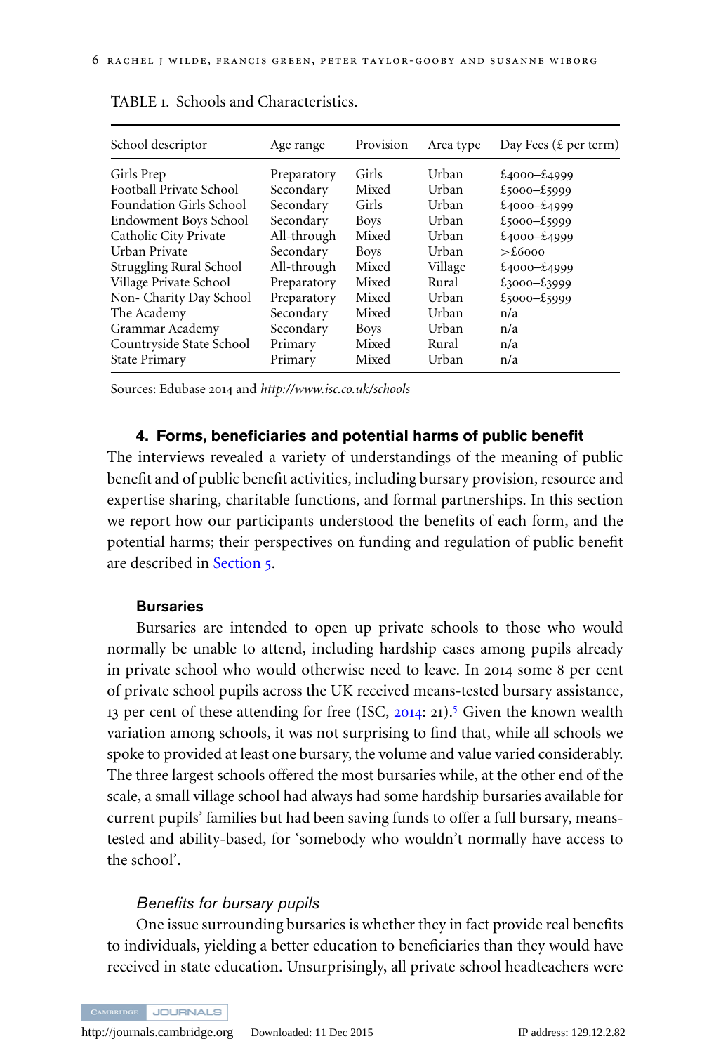TABLE 1. Schools and Characteristics.

| School descriptor | Age range | Provision | Area type | Day Fees (£ per term) |
|---|---|---|---|---|
| Girls Prep | Preparatory | Girls | Urban | £4000–£4999 |
| Football Private School | Secondary | Mixed | Urban | £5000–£5999 |
| Foundation Girls School | Secondary | Girls | Urban | £4000–£4999 |
| Endowment Boys School | Secondary | Boys | Urban | £5000–£5999 |
| Catholic City Private | All-through | Mixed | Urban | £4000–£4999 |
| Urban Private | Secondary | Boys | Urban | >£6000 |
| Struggling Rural School | All-through | Mixed | Village | £4000–£4999 |
| Village Private School | Preparatory | Mixed | Rural | £3000–£3999 |
| Non- Charity Day School | Preparatory | Mixed | Urban | £5000–£5999 |
| The Academy | Secondary | Mixed | Urban | n/a |
| Grammar Academy | Secondary | Boys | Urban | n/a |
| Countryside State School | Primary | Mixed | Rural | n/a |
| State Primary | Primary | Mixed | Urban | n/a |

Sources: Edubase 2014 and *http://www.isc.co.uk/schools*

## 4. Forms, beneficiaries and potential harms of public benefit

The interviews revealed a variety of understandings of the meaning of public benefit and of public benefit activities, including bursary provision, resource and expertise sharing, charitable functions, and formal partnerships. In this section we report how our participants understood the benefits of each form, and the potential harms; their perspectives on funding and regulation of public benefit are described in Section 5.

### Bursaries

Bursaries are intended to open up private schools to those who would normally be unable to attend, including hardship cases among pupils already in private school who would otherwise need to leave. In 2014 some 8 per cent of private school pupils across the UK received means-tested bursary assistance, 13 per cent of these attending for free (ISC, 2014: 21).[5] Given the known wealth variation among schools, it was not surprising to find that, while all schools we spoke to provided at least one bursary, the volume and value varied considerably. The three largest schools offered the most bursaries while, at the other end of the scale, a small village school had always had some hardship bursaries available for current pupils' families but had been saving funds to offer a full bursary, means-tested and ability-based, for 'somebody who wouldn't normally have access to the school'.

#### *Benefits for bursary pupils*

One issue surrounding bursaries is whether they in fact provide real benefits to individuals, yielding a better education to beneficiaries than they would have received in state education. Unsurprisingly, all private school headteachers were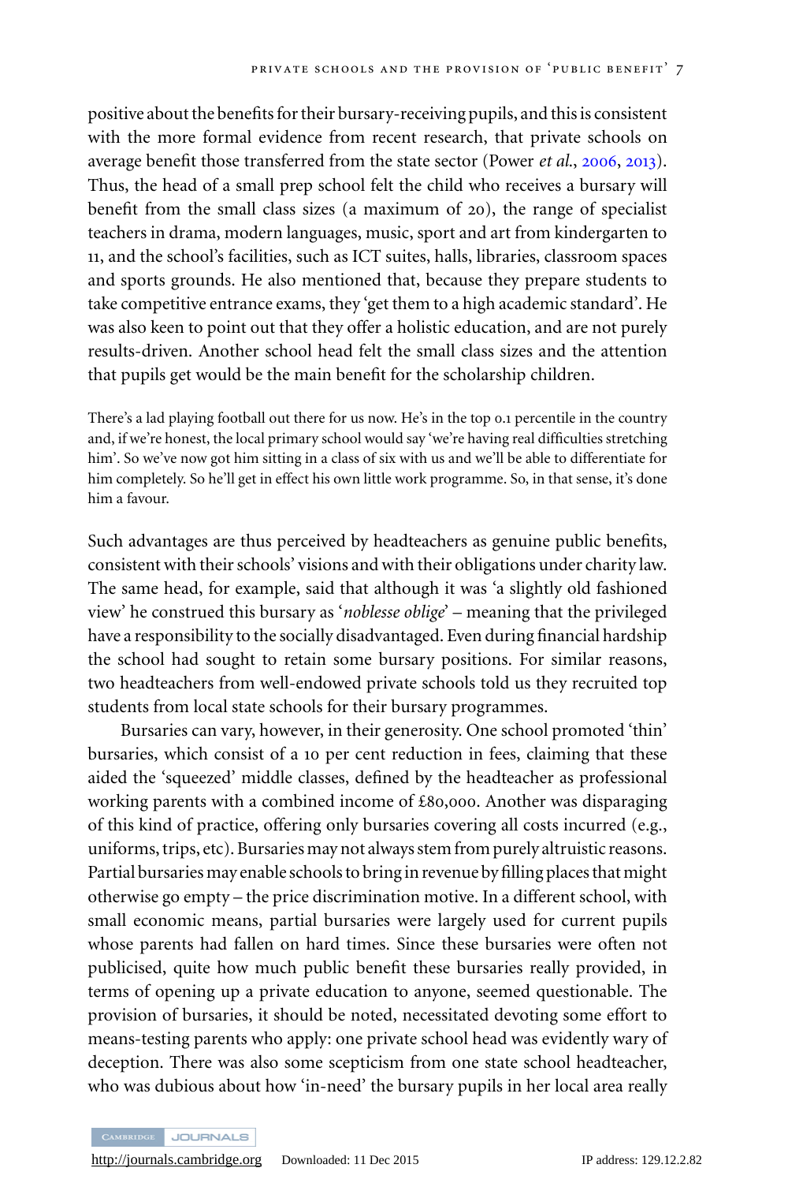positive about the benefits for their bursary-receiving pupils, and this is consistent with the more formal evidence from recent research, that private schools on average benefit those transferred from the state sector (Power *et al.*, 2006, 2013). Thus, the head of a small prep school felt the child who receives a bursary will benefit from the small class sizes (a maximum of 20), the range of specialist teachers in drama, modern languages, music, sport and art from kindergarten to 11, and the school's facilities, such as ICT suites, halls, libraries, classroom spaces and sports grounds. He also mentioned that, because they prepare students to take competitive entrance exams, they 'get them to a high academic standard'. He was also keen to point out that they offer a holistic education, and are not purely results-driven. Another school head felt the small class sizes and the attention that pupils get would be the main benefit for the scholarship children.

> There's a lad playing football out there for us now. He's in the top 0.1 percentile in the country and, if we're honest, the local primary school would say 'we're having real difficulties stretching him'. So we've now got him sitting in a class of six with us and we'll be able to differentiate for him completely. So he'll get in effect his own little work programme. So, in that sense, it's done him a favour.

Such advantages are thus perceived by headteachers as genuine public benefits, consistent with their schools' visions and with their obligations under charity law. The same head, for example, said that although it was 'a slightly old fashioned view' he construed this bursary as '*noblesse oblige*' – meaning that the privileged have a responsibility to the socially disadvantaged. Even during financial hardship the school had sought to retain some bursary positions. For similar reasons, two headteachers from well-endowed private schools told us they recruited top students from local state schools for their bursary programmes.

Bursaries can vary, however, in their generosity. One school promoted 'thin' bursaries, which consist of a 10 per cent reduction in fees, claiming that these aided the 'squeezed' middle classes, defined by the headteacher as professional working parents with a combined income of £80,000. Another was disparaging of this kind of practice, offering only bursaries covering all costs incurred (e.g., uniforms, trips, etc). Bursaries may not always stem from purely altruistic reasons. Partial bursaries may enable schools to bring in revenue by filling places that might otherwise go empty – the price discrimination motive. In a different school, with small economic means, partial bursaries were largely used for current pupils whose parents had fallen on hard times. Since these bursaries were often not publicised, quite how much public benefit these bursaries really provided, in terms of opening up a private education to anyone, seemed questionable. The provision of bursaries, it should be noted, necessitated devoting some effort to means-testing parents who apply: one private school head was evidently wary of deception. There was also some scepticism from one state school headteacher, who was dubious about how 'in-need' the bursary pupils in her local area really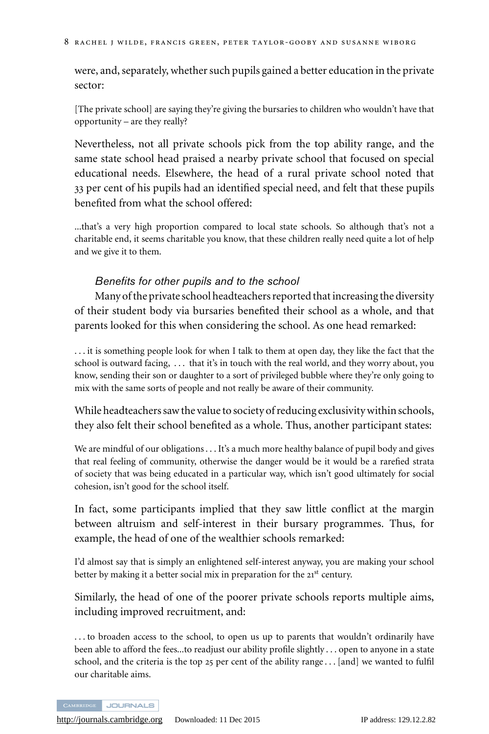were, and, separately, whether such pupils gained a better education in the private sector:

> [The private school] are saying they're giving the bursaries to children who wouldn't have that opportunity – are they really?

Nevertheless, not all private schools pick from the top ability range, and the same state school head praised a nearby private school that focused on special educational needs. Elsewhere, the head of a rural private school noted that 33 per cent of his pupils had an identified special need, and felt that these pupils benefited from what the school offered:

> ...that's a very high proportion compared to local state schools. So although that's not a charitable end, it seems charitable you know, that these children really need quite a lot of help and we give it to them.

### *Benefits for other pupils and to the school*

Many of the private school headteachers reported that increasing the diversity of their student body via bursaries benefited their school as a whole, and that parents looked for this when considering the school. As one head remarked:

> . . . it is something people look for when I talk to them at open day, they like the fact that the school is outward facing, . . . that it's in touch with the real world, and they worry about, you know, sending their son or daughter to a sort of privileged bubble where they're only going to mix with the same sorts of people and not really be aware of their community.

While headteachers saw the value to society of reducing exclusivity within schools, they also felt their school benefited as a whole. Thus, another participant states:

> We are mindful of our obligations . . . It's a much more healthy balance of pupil body and gives that real feeling of community, otherwise the danger would be it would be a rarefied strata of society that was being educated in a particular way, which isn't good ultimately for social cohesion, isn't good for the school itself.

In fact, some participants implied that they saw little conflict at the margin between altruism and self-interest in their bursary programmes. Thus, for example, the head of one of the wealthier schools remarked:

> I'd almost say that is simply an enlightened self-interest anyway, you are making your school better by making it a better social mix in preparation for the 21st century.

Similarly, the head of one of the poorer private schools reports multiple aims, including improved recruitment, and:

> . . . to broaden access to the school, to open us up to parents that wouldn't ordinarily have been able to afford the fees...to readjust our ability profile slightly . . . open to anyone in a state school, and the criteria is the top 25 per cent of the ability range . . . [and] we wanted to fulfil our charitable aims.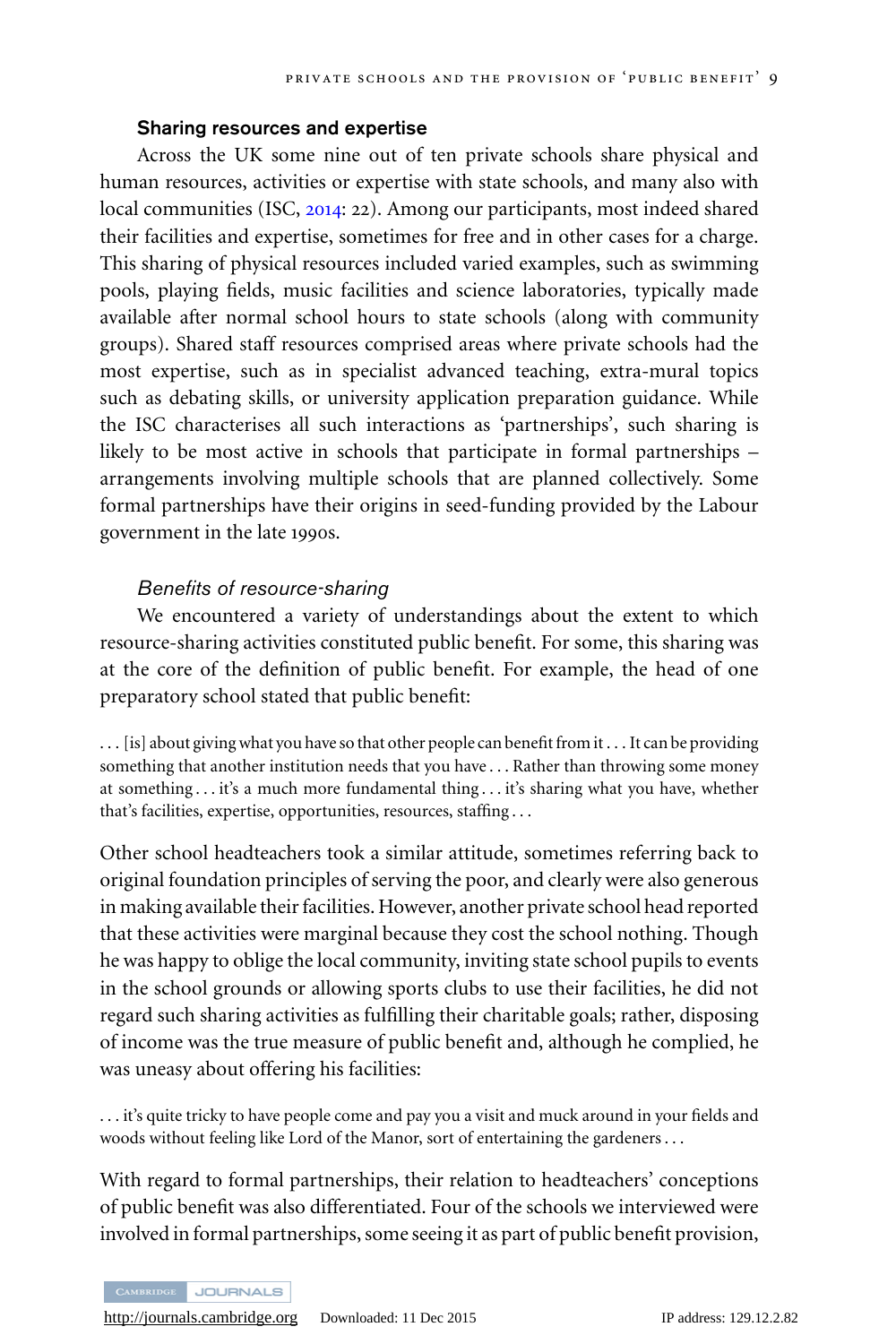### Sharing resources and expertise

Across the UK some nine out of ten private schools share physical and human resources, activities or expertise with state schools, and many also with local communities (ISC, 2014: 22). Among our participants, most indeed shared their facilities and expertise, sometimes for free and in other cases for a charge. This sharing of physical resources included varied examples, such as swimming pools, playing fields, music facilities and science laboratories, typically made available after normal school hours to state schools (along with community groups). Shared staff resources comprised areas where private schools had the most expertise, such as in specialist advanced teaching, extra-mural topics such as debating skills, or university application preparation guidance. While the ISC characterises all such interactions as 'partnerships', such sharing is likely to be most active in schools that participate in formal partnerships – arrangements involving multiple schools that are planned collectively. Some formal partnerships have their origins in seed-funding provided by the Labour government in the late 1990s.

#### *Benefits of resource-sharing*

We encountered a variety of understandings about the extent to which resource-sharing activities constituted public benefit. For some, this sharing was at the core of the definition of public benefit. For example, the head of one preparatory school stated that public benefit:

> . . . [is] about giving what you have so that other people can benefit from it . . . It can be providing something that another institution needs that you have . . . Rather than throwing some money at something . . . it's a much more fundamental thing . . . it's sharing what you have, whether that's facilities, expertise, opportunities, resources, staffing . . .

Other school headteachers took a similar attitude, sometimes referring back to original foundation principles of serving the poor, and clearly were also generous in making available their facilities. However, another private school head reported that these activities were marginal because they cost the school nothing. Though he was happy to oblige the local community, inviting state school pupils to events in the school grounds or allowing sports clubs to use their facilities, he did not regard such sharing activities as fulfilling their charitable goals; rather, disposing of income was the true measure of public benefit and, although he complied, he was uneasy about offering his facilities:

> . . . it's quite tricky to have people come and pay you a visit and muck around in your fields and woods without feeling like Lord of the Manor, sort of entertaining the gardeners . . .

With regard to formal partnerships, their relation to headteachers' conceptions of public benefit was also differentiated. Four of the schools we interviewed were involved in formal partnerships, some seeing it as part of public benefit provision,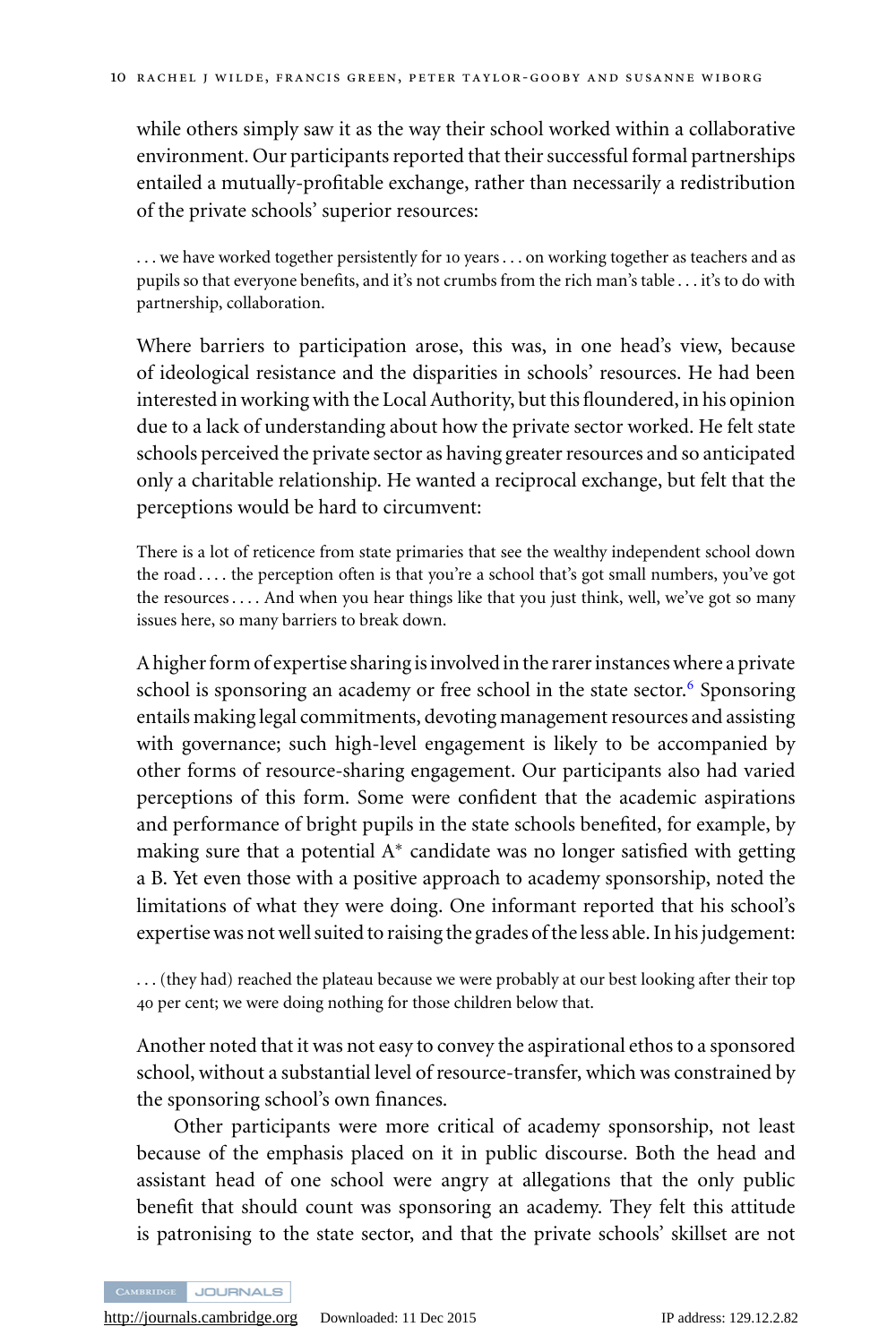while others simply saw it as the way their school worked within a collaborative environment. Our participants reported that their successful formal partnerships entailed a mutually-profitable exchange, rather than necessarily a redistribution of the private schools' superior resources:

> ... we have worked together persistently for 10 years ... on working together as teachers and as pupils so that everyone benefits, and it's not crumbs from the rich man's table ... it's to do with partnership, collaboration.

Where barriers to participation arose, this was, in one head's view, because of ideological resistance and the disparities in schools' resources. He had been interested in working with the Local Authority, but this floundered, in his opinion due to a lack of understanding about how the private sector worked. He felt state schools perceived the private sector as having greater resources and so anticipated only a charitable relationship. He wanted a reciprocal exchange, but felt that the perceptions would be hard to circumvent:

> There is a lot of reticence from state primaries that see the wealthy independent school down the road .... the perception often is that you're a school that's got small numbers, you've got the resources .... And when you hear things like that you just think, well, we've got so many issues here, so many barriers to break down.

A higher form of expertise sharing is involved in the rarer instances where a private school is sponsoring an academy or free school in the state sector.[6] Sponsoring entails making legal commitments, devoting management resources and assisting with governance; such high-level engagement is likely to be accompanied by other forms of resource-sharing engagement. Our participants also had varied perceptions of this form. Some were confident that the academic aspirations and performance of bright pupils in the state schools benefited, for example, by making sure that a potential A* candidate was no longer satisfied with getting a B. Yet even those with a positive approach to academy sponsorship, noted the limitations of what they were doing. One informant reported that his school's expertise was not well suited to raising the grades of the less able. In his judgement:

> ... (they had) reached the plateau because we were probably at our best looking after their top 40 per cent; we were doing nothing for those children below that.

Another noted that it was not easy to convey the aspirational ethos to a sponsored school, without a substantial level of resource-transfer, which was constrained by the sponsoring school's own finances.

Other participants were more critical of academy sponsorship, not least because of the emphasis placed on it in public discourse. Both the head and assistant head of one school were angry at allegations that the only public benefit that should count was sponsoring an academy. They felt this attitude is patronising to the state sector, and that the private schools' skillset are not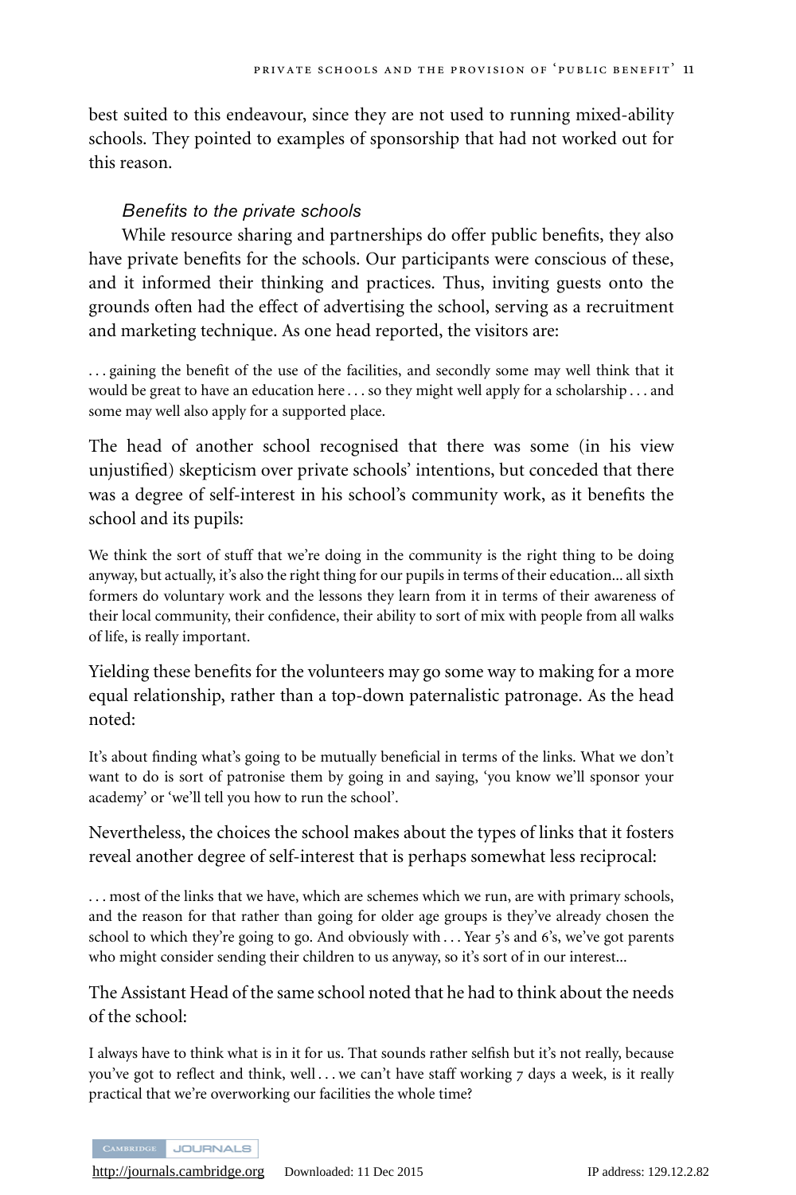best suited to this endeavour, since they are not used to running mixed-ability schools. They pointed to examples of sponsorship that had not worked out for this reason.

### *Benefits to the private schools*

While resource sharing and partnerships do offer public benefits, they also have private benefits for the schools. Our participants were conscious of these, and it informed their thinking and practices. Thus, inviting guests onto the grounds often had the effect of advertising the school, serving as a recruitment and marketing technique. As one head reported, the visitors are:

> . . . gaining the benefit of the use of the facilities, and secondly some may well think that it would be great to have an education here . . . so they might well apply for a scholarship . . . and some may well also apply for a supported place.

The head of another school recognised that there was some (in his view unjustified) skepticism over private schools' intentions, but conceded that there was a degree of self-interest in his school's community work, as it benefits the school and its pupils:

> We think the sort of stuff that we're doing in the community is the right thing to be doing anyway, but actually, it's also the right thing for our pupils in terms of their education... all sixth formers do voluntary work and the lessons they learn from it in terms of their awareness of their local community, their confidence, their ability to sort of mix with people from all walks of life, is really important.

Yielding these benefits for the volunteers may go some way to making for a more equal relationship, rather than a top-down paternalistic patronage. As the head noted:

> It's about finding what's going to be mutually beneficial in terms of the links. What we don't want to do is sort of patronise them by going in and saying, 'you know we'll sponsor your academy' or 'we'll tell you how to run the school'.

Nevertheless, the choices the school makes about the types of links that it fosters reveal another degree of self-interest that is perhaps somewhat less reciprocal:

> . . . most of the links that we have, which are schemes which we run, are with primary schools, and the reason for that rather than going for older age groups is they've already chosen the school to which they're going to go. And obviously with . . . Year 5's and 6's, we've got parents who might consider sending their children to us anyway, so it's sort of in our interest...

The Assistant Head of the same school noted that he had to think about the needs of the school:

> I always have to think what is in it for us. That sounds rather selfish but it's not really, because you've got to reflect and think, well . . . we can't have staff working 7 days a week, is it really practical that we're overworking our facilities the whole time?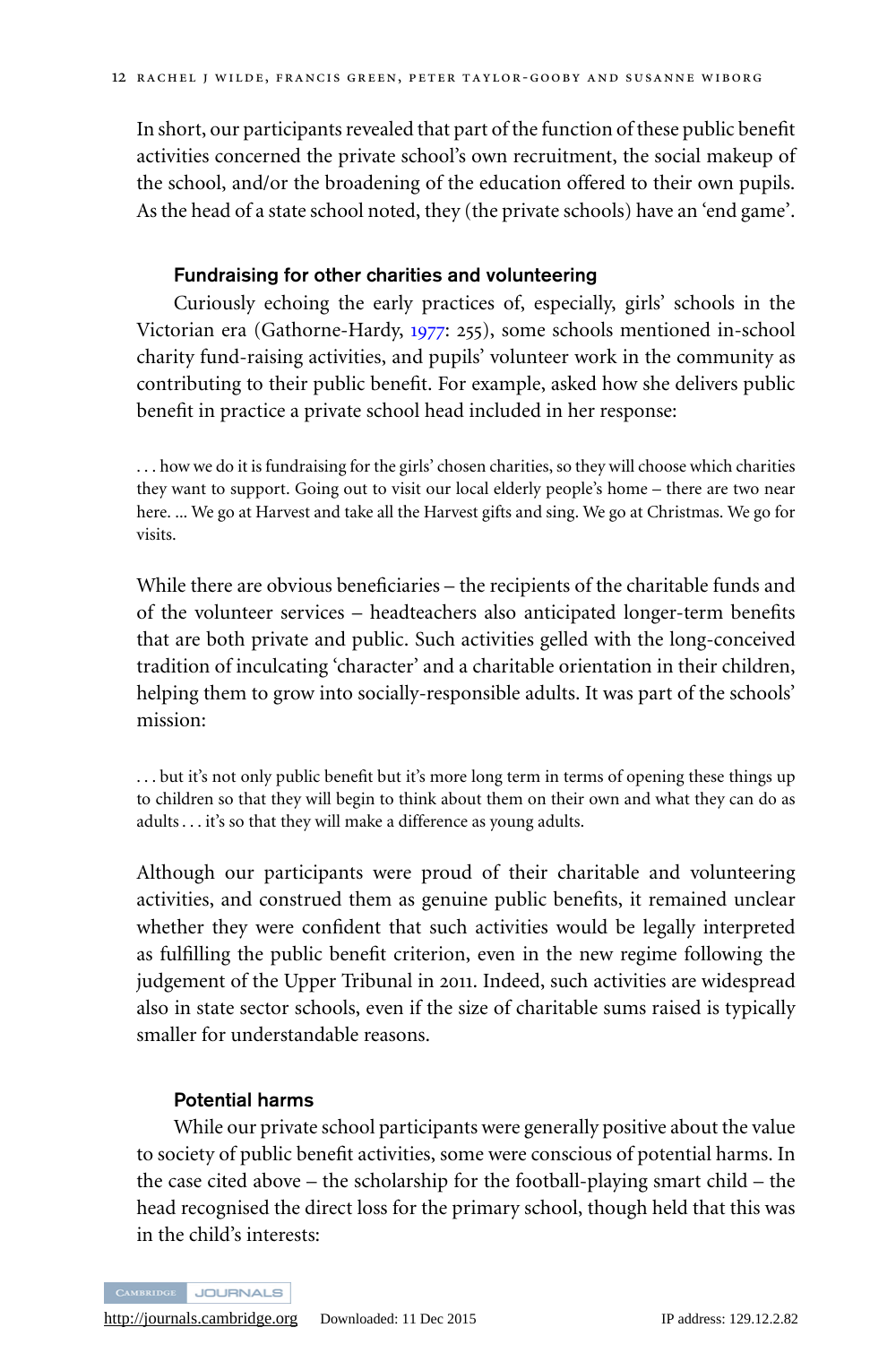In short, our participants revealed that part of the function of these public benefit activities concerned the private school's own recruitment, the social makeup of the school, and/or the broadening of the education offered to their own pupils. As the head of a state school noted, they (the private schools) have an 'end game'.

### Fundraising for other charities and volunteering

Curiously echoing the early practices of, especially, girls' schools in the Victorian era (Gathorne-Hardy, 1977: 255), some schools mentioned in-school charity fund-raising activities, and pupils' volunteer work in the community as contributing to their public benefit. For example, asked how she delivers public benefit in practice a private school head included in her response:

> . . . how we do it is fundraising for the girls' chosen charities, so they will choose which charities they want to support. Going out to visit our local elderly people's home – there are two near here. ... We go at Harvest and take all the Harvest gifts and sing. We go at Christmas. We go for visits.

While there are obvious beneficiaries – the recipients of the charitable funds and of the volunteer services – headteachers also anticipated longer-term benefits that are both private and public. Such activities gelled with the long-conceived tradition of inculcating 'character' and a charitable orientation in their children, helping them to grow into socially-responsible adults. It was part of the schools' mission:

> . . . but it's not only public benefit but it's more long term in terms of opening these things up to children so that they will begin to think about them on their own and what they can do as adults . . . it's so that they will make a difference as young adults.

Although our participants were proud of their charitable and volunteering activities, and construed them as genuine public benefits, it remained unclear whether they were confident that such activities would be legally interpreted as fulfilling the public benefit criterion, even in the new regime following the judgement of the Upper Tribunal in 2011. Indeed, such activities are widespread also in state sector schools, even if the size of charitable sums raised is typically smaller for understandable reasons.

### Potential harms

While our private school participants were generally positive about the value to society of public benefit activities, some were conscious of potential harms. In the case cited above – the scholarship for the football-playing smart child – the head recognised the direct loss for the primary school, though held that this was in the child's interests: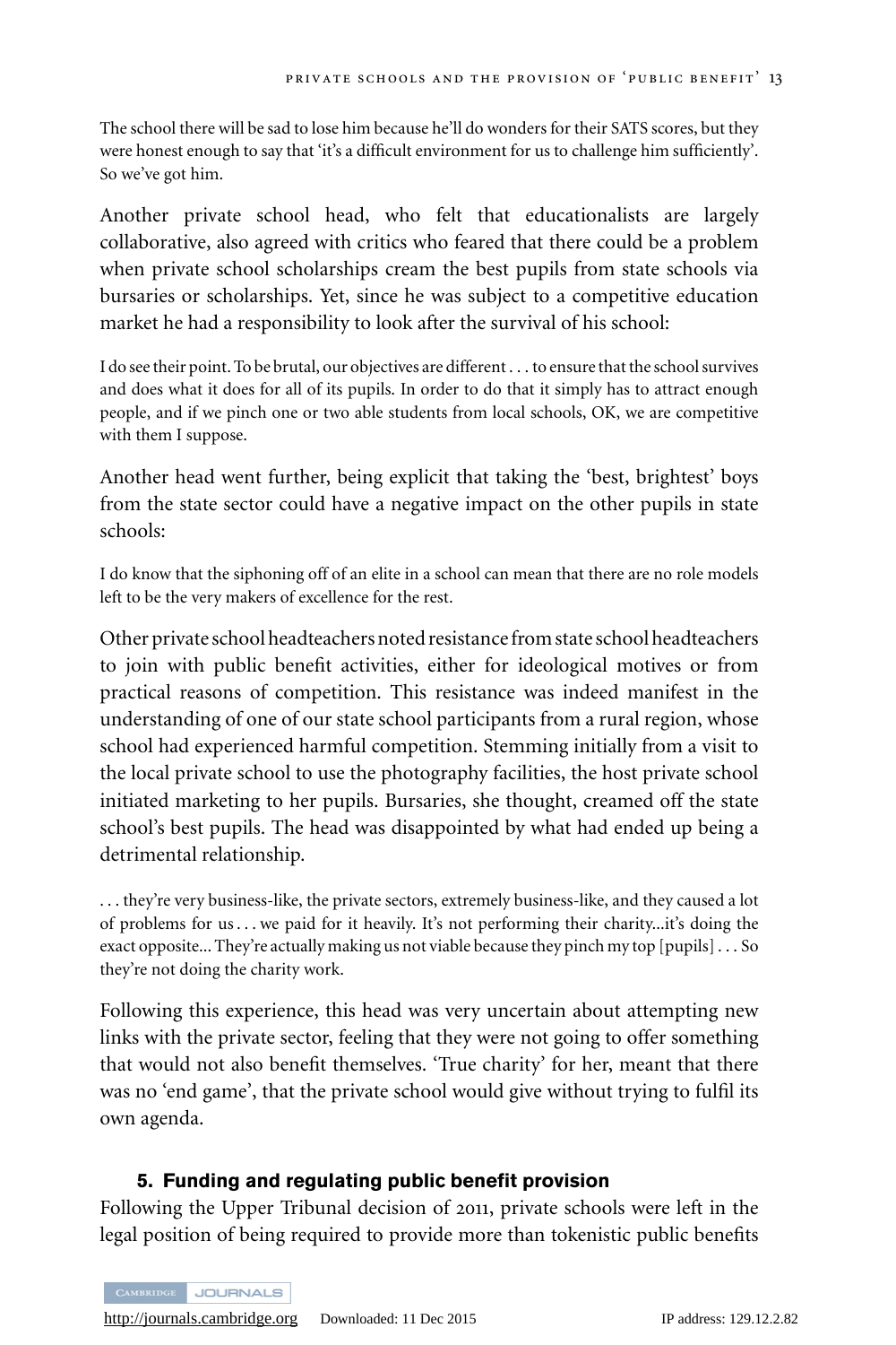The school there will be sad to lose him because he'll do wonders for their SATS scores, but they were honest enough to say that 'it's a difficult environment for us to challenge him sufficiently'. So we've got him.

Another private school head, who felt that educationalists are largely collaborative, also agreed with critics who feared that there could be a problem when private school scholarships cream the best pupils from state schools via bursaries or scholarships. Yet, since he was subject to a competitive education market he had a responsibility to look after the survival of his school:

> I do see their point. To be brutal, our objectives are different . . . to ensure that the school survives and does what it does for all of its pupils. In order to do that it simply has to attract enough people, and if we pinch one or two able students from local schools, OK, we are competitive with them I suppose.

Another head went further, being explicit that taking the 'best, brightest' boys from the state sector could have a negative impact on the other pupils in state schools:

> I do know that the siphoning off of an elite in a school can mean that there are no role models left to be the very makers of excellence for the rest.

Other private school headteachers noted resistance from state school headteachers to join with public benefit activities, either for ideological motives or from practical reasons of competition. This resistance was indeed manifest in the understanding of one of our state school participants from a rural region, whose school had experienced harmful competition. Stemming initially from a visit to the local private school to use the photography facilities, the host private school initiated marketing to her pupils. Bursaries, she thought, creamed off the state school's best pupils. The head was disappointed by what had ended up being a detrimental relationship.

> . . . they're very business-like, the private sectors, extremely business-like, and they caused a lot of problems for us . . . we paid for it heavily. It's not performing their charity...it's doing the exact opposite... They're actually making us not viable because they pinch my top [pupils] . . . So they're not doing the charity work.

Following this experience, this head was very uncertain about attempting new links with the private sector, feeling that they were not going to offer something that would not also benefit themselves. 'True charity' for her, meant that there was no 'end game', that the private school would give without trying to fulfil its own agenda.

## 5. Funding and regulating public benefit provision

Following the Upper Tribunal decision of 2011, private schools were left in the legal position of being required to provide more than tokenistic public benefits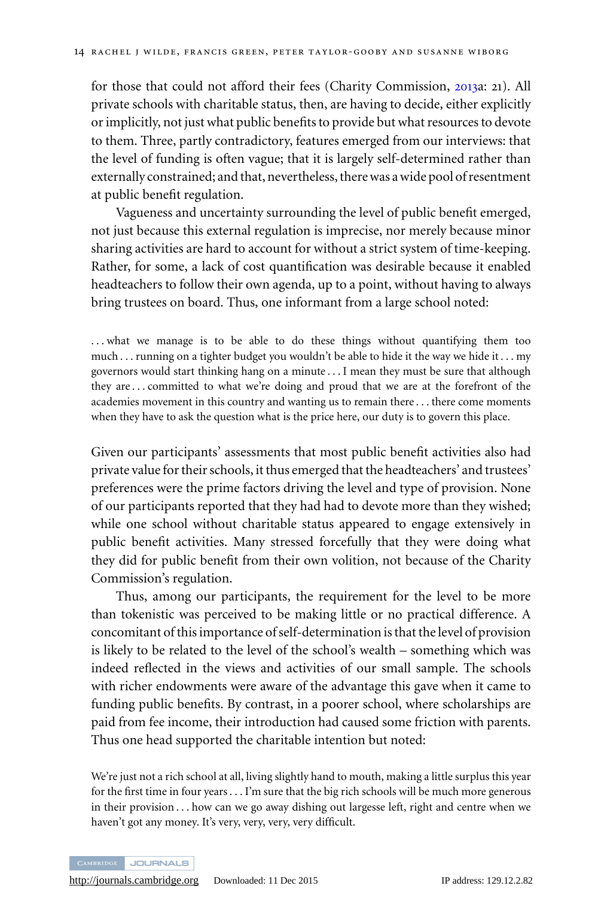for those that could not afford their fees (Charity Commission, 2013a: 21). All private schools with charitable status, then, are having to decide, either explicitly or implicitly, not just what public benefits to provide but what resources to devote to them. Three, partly contradictory, features emerged from our interviews: that the level of funding is often vague; that it is largely self-determined rather than externally constrained; and that, nevertheless, there was a wide pool of resentment at public benefit regulation.

Vagueness and uncertainty surrounding the level of public benefit emerged, not just because this external regulation is imprecise, nor merely because minor sharing activities are hard to account for without a strict system of time-keeping. Rather, for some, a lack of cost quantification was desirable because it enabled headteachers to follow their own agenda, up to a point, without having to always bring trustees on board. Thus, one informant from a large school noted:

> . . . what we manage is to be able to do these things without quantifying them too much . . . running on a tighter budget you wouldn't be able to hide it the way we hide it . . . my governors would start thinking hang on a minute . . . I mean they must be sure that although they are . . . committed to what we're doing and proud that we are at the forefront of the academies movement in this country and wanting us to remain there . . . there come moments when they have to ask the question what is the price here, our duty is to govern this place.

Given our participants' assessments that most public benefit activities also had private value for their schools, it thus emerged that the headteachers' and trustees' preferences were the prime factors driving the level and type of provision. None of our participants reported that they had had to devote more than they wished; while one school without charitable status appeared to engage extensively in public benefit activities. Many stressed forcefully that they were doing what they did for public benefit from their own volition, not because of the Charity Commission's regulation.

Thus, among our participants, the requirement for the level to be more than tokenistic was perceived to be making little or no practical difference. A concomitant of this importance of self-determination is that the level of provision is likely to be related to the level of the school's wealth – something which was indeed reflected in the views and activities of our small sample. The schools with richer endowments were aware of the advantage this gave when it came to funding public benefits. By contrast, in a poorer school, where scholarships are paid from fee income, their introduction had caused some friction with parents. Thus one head supported the charitable intention but noted:

> We're just not a rich school at all, living slightly hand to mouth, making a little surplus this year for the first time in four years . . . I'm sure that the big rich schools will be much more generous in their provision . . . how can we go away dishing out largesse left, right and centre when we haven't got any money. It's very, very, very, very difficult.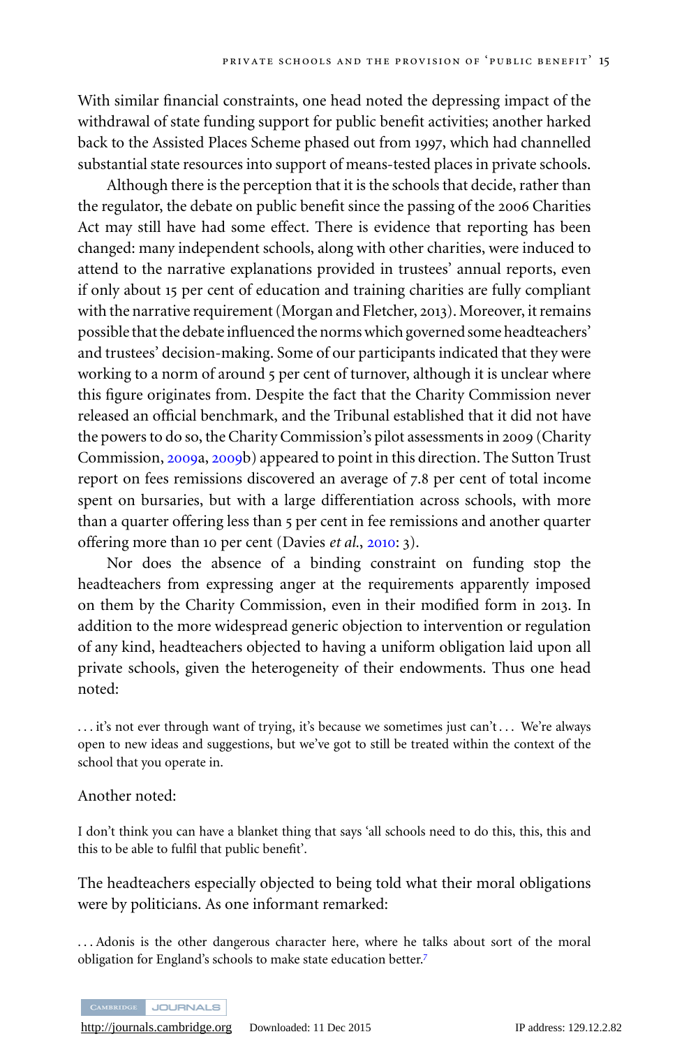With similar financial constraints, one head noted the depressing impact of the withdrawal of state funding support for public benefit activities; another harked back to the Assisted Places Scheme phased out from 1997, which had channelled substantial state resources into support of means-tested places in private schools.

Although there is the perception that it is the schools that decide, rather than the regulator, the debate on public benefit since the passing of the 2006 Charities Act may still have had some effect. There is evidence that reporting has been changed: many independent schools, along with other charities, were induced to attend to the narrative explanations provided in trustees' annual reports, even if only about 15 per cent of education and training charities are fully compliant with the narrative requirement (Morgan and Fletcher, 2013). Moreover, it remains possible that the debate influenced the norms which governed some headteachers' and trustees' decision-making. Some of our participants indicated that they were working to a norm of around 5 per cent of turnover, although it is unclear where this figure originates from. Despite the fact that the Charity Commission never released an official benchmark, and the Tribunal established that it did not have the powers to do so, the Charity Commission's pilot assessments in 2009 (Charity Commission, 2009a, 2009b) appeared to point in this direction. The Sutton Trust report on fees remissions discovered an average of 7.8 per cent of total income spent on bursaries, but with a large differentiation across schools, with more than a quarter offering less than 5 per cent in fee remissions and another quarter offering more than 10 per cent (Davies *et al.*, 2010: 3).

Nor does the absence of a binding constraint on funding stop the headteachers from expressing anger at the requirements apparently imposed on them by the Charity Commission, even in their modified form in 2013. In addition to the more widespread generic objection to intervention or regulation of any kind, headteachers objected to having a uniform obligation laid upon all private schools, given the heterogeneity of their endowments. Thus one head noted:

> ... it's not ever through want of trying, it's because we sometimes just can't ... We're always open to new ideas and suggestions, but we've got to still be treated within the context of the school that you operate in.

Another noted:

> I don't think you can have a blanket thing that says 'all schools need to do this, this, this and this to be able to fulfil that public benefit'.

The headteachers especially objected to being told what their moral obligations were by politicians. As one informant remarked:

> ... Adonis is the other dangerous character here, where he talks about sort of the moral obligation for England's schools to make state education better.[7]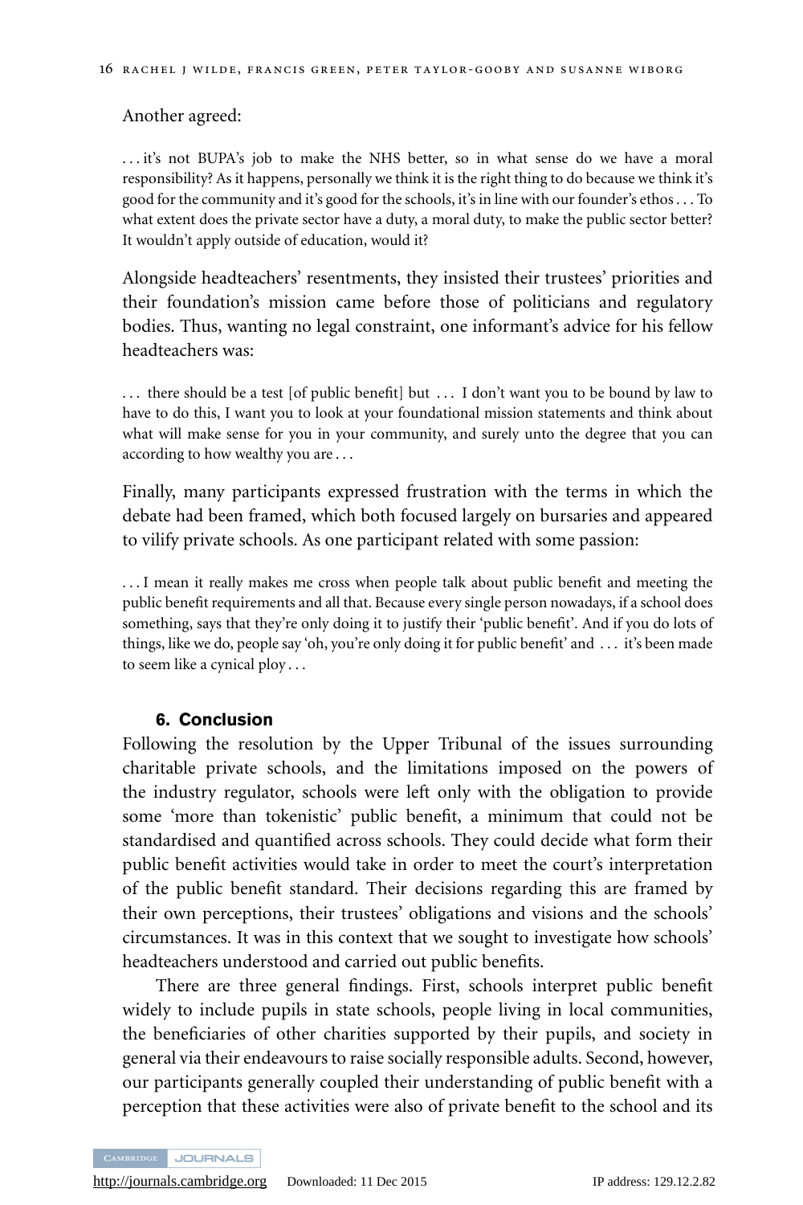Another agreed:

> . . . it's not BUPA's job to make the NHS better, so in what sense do we have a moral responsibility? As it happens, personally we think it is the right thing to do because we think it's good for the community and it's good for the schools, it's in line with our founder's ethos . . . To what extent does the private sector have a duty, a moral duty, to make the public sector better? It wouldn't apply outside of education, would it?

Alongside headteachers' resentments, they insisted their trustees' priorities and their foundation's mission came before those of politicians and regulatory bodies. Thus, wanting no legal constraint, one informant's advice for his fellow headteachers was:

> . . . there should be a test [of public benefit] but . . . I don't want you to be bound by law to have to do this, I want you to look at your foundational mission statements and think about what will make sense for you in your community, and surely unto the degree that you can according to how wealthy you are . . .

Finally, many participants expressed frustration with the terms in which the debate had been framed, which both focused largely on bursaries and appeared to vilify private schools. As one participant related with some passion:

> . . . I mean it really makes me cross when people talk about public benefit and meeting the public benefit requirements and all that. Because every single person nowadays, if a school does something, says that they're only doing it to justify their 'public benefit'. And if you do lots of things, like we do, people say 'oh, you're only doing it for public benefit' and . . . it's been made to seem like a cynical ploy . . .

## 6. Conclusion

Following the resolution by the Upper Tribunal of the issues surrounding charitable private schools, and the limitations imposed on the powers of the industry regulator, schools were left only with the obligation to provide some 'more than tokenistic' public benefit, a minimum that could not be standardised and quantified across schools. They could decide what form their public benefit activities would take in order to meet the court's interpretation of the public benefit standard. Their decisions regarding this are framed by their own perceptions, their trustees' obligations and visions and the schools' circumstances. It was in this context that we sought to investigate how schools' headteachers understood and carried out public benefits.

There are three general findings. First, schools interpret public benefit widely to include pupils in state schools, people living in local communities, the beneficiaries of other charities supported by their pupils, and society in general via their endeavours to raise socially responsible adults. Second, however, our participants generally coupled their understanding of public benefit with a perception that these activities were also of private benefit to the school and its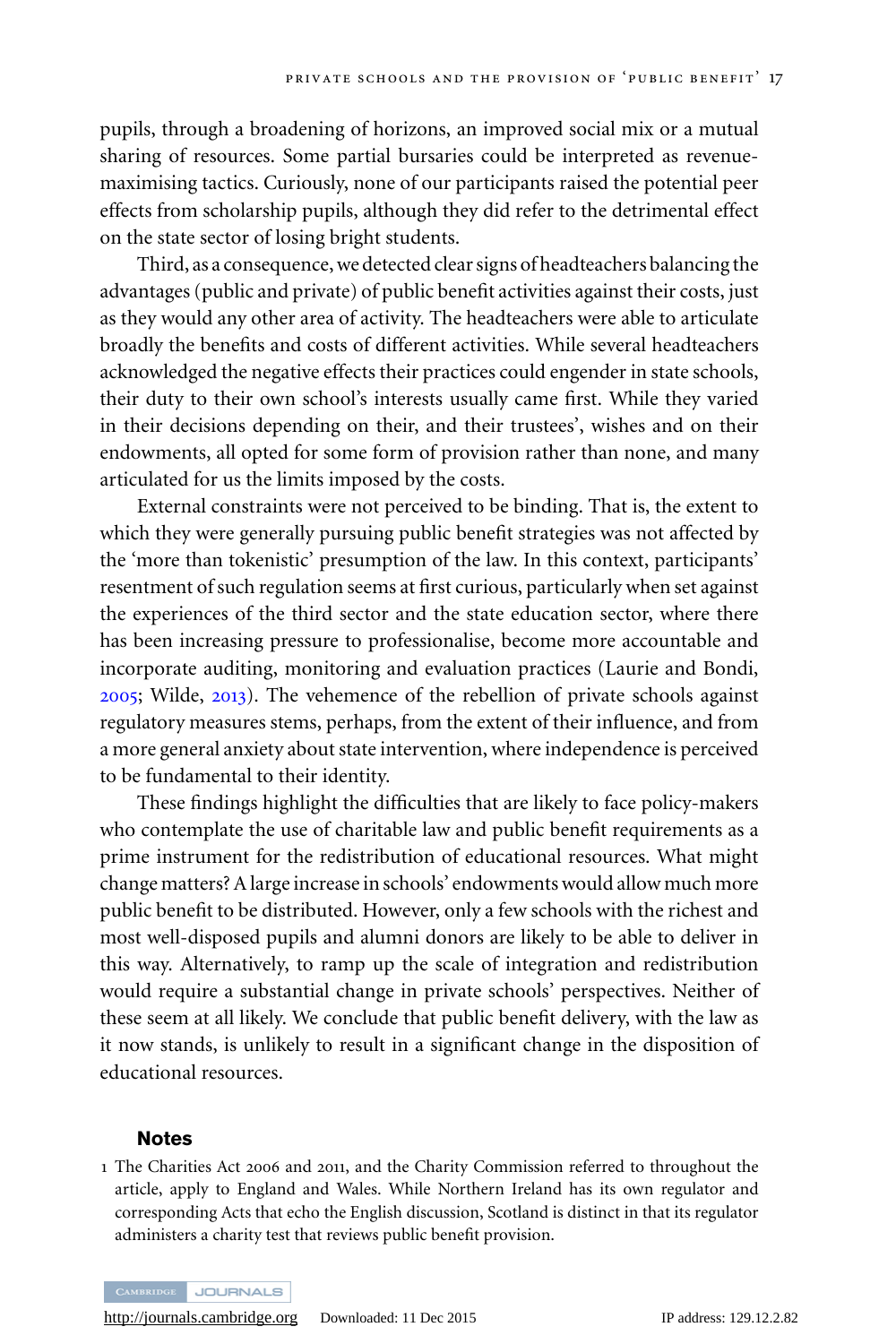pupils, through a broadening of horizons, an improved social mix or a mutual sharing of resources. Some partial bursaries could be interpreted as revenue-maximising tactics. Curiously, none of our participants raised the potential peer effects from scholarship pupils, although they did refer to the detrimental effect on the state sector of losing bright students.

Third, as a consequence, we detected clear signs of headteachers balancing the advantages (public and private) of public benefit activities against their costs, just as they would any other area of activity. The headteachers were able to articulate broadly the benefits and costs of different activities. While several headteachers acknowledged the negative effects their practices could engender in state schools, their duty to their own school's interests usually came first. While they varied in their decisions depending on their, and their trustees', wishes and on their endowments, all opted for some form of provision rather than none, and many articulated for us the limits imposed by the costs.

External constraints were not perceived to be binding. That is, the extent to which they were generally pursuing public benefit strategies was not affected by the 'more than tokenistic' presumption of the law. In this context, participants' resentment of such regulation seems at first curious, particularly when set against the experiences of the third sector and the state education sector, where there has been increasing pressure to professionalise, become more accountable and incorporate auditing, monitoring and evaluation practices (Laurie and Bondi, 2005; Wilde, 2013). The vehemence of the rebellion of private schools against regulatory measures stems, perhaps, from the extent of their influence, and from a more general anxiety about state intervention, where independence is perceived to be fundamental to their identity.

These findings highlight the difficulties that are likely to face policy-makers who contemplate the use of charitable law and public benefit requirements as a prime instrument for the redistribution of educational resources. What might change matters? A large increase in schools' endowments would allow much more public benefit to be distributed. However, only a few schools with the richest and most well-disposed pupils and alumni donors are likely to be able to deliver in this way. Alternatively, to ramp up the scale of integration and redistribution would require a substantial change in private schools' perspectives. Neither of these seem at all likely. We conclude that public benefit delivery, with the law as it now stands, is unlikely to result in a significant change in the disposition of educational resources.

## Notes

1 The Charities Act 2006 and 2011, and the Charity Commission referred to throughout the article, apply to England and Wales. While Northern Ireland has its own regulator and corresponding Acts that echo the English discussion, Scotland is distinct in that its regulator administers a charity test that reviews public benefit provision.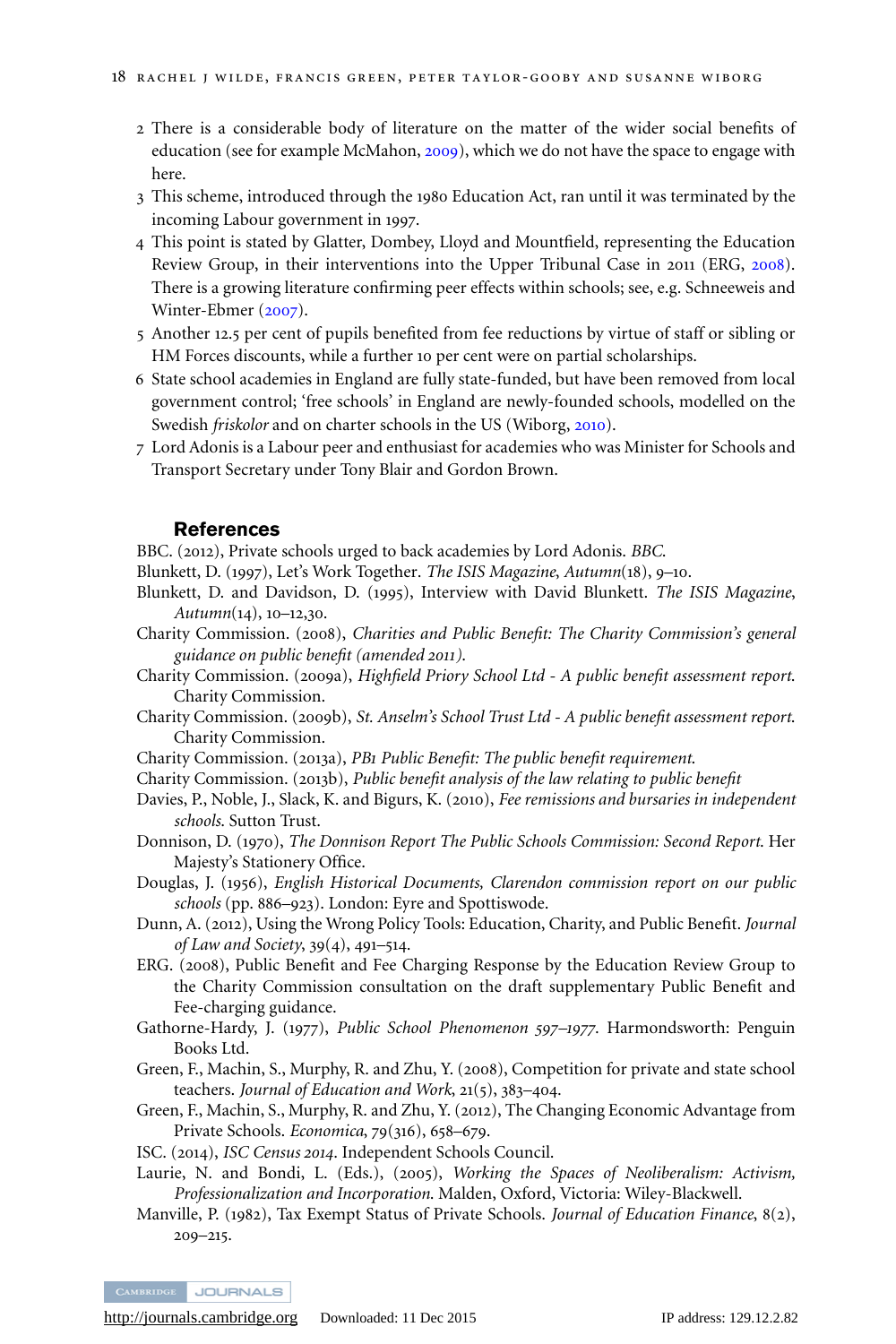2 There is a considerable body of literature on the matter of the wider social benefits of education (see for example McMahon, 2009), which we do not have the space to engage with here.

3 This scheme, introduced through the 1980 Education Act, ran until it was terminated by the incoming Labour government in 1997.

4 This point is stated by Glatter, Dombey, Lloyd and Mountfield, representing the Education Review Group, in their interventions into the Upper Tribunal Case in 2011 (ERG, 2008). There is a growing literature confirming peer effects within schools; see, e.g. Schneeweis and Winter-Ebmer (2007).

5 Another 12.5 per cent of pupils benefited from fee reductions by virtue of staff or sibling or HM Forces discounts, while a further 10 per cent were on partial scholarships.

6 State school academies in England are fully state-funded, but have been removed from local government control; 'free schools' in England are newly-founded schools, modelled on the Swedish *friskolor* and on charter schools in the US (Wiborg, 2010).

7 Lord Adonis is a Labour peer and enthusiast for academies who was Minister for Schools and Transport Secretary under Tony Blair and Gordon Brown.

## References

BBC. (2012), Private schools urged to back academies by Lord Adonis. *BBC.*

Blunkett, D. (1997), Let's Work Together. *The ISIS Magazine, Autumn*(18), 9–10.

Blunkett, D. and Davidson, D. (1995), Interview with David Blunkett. *The ISIS Magazine, Autumn*(14), 10–12,30.

Charity Commission. (2008), *Charities and Public Benefit: The Charity Commission's general guidance on public benefit (amended 2011).*

Charity Commission. (2009a), *Highfield Priory School Ltd - A public benefit assessment report.* Charity Commission.

Charity Commission. (2009b), *St. Anselm's School Trust Ltd - A public benefit assessment report.* Charity Commission.

Charity Commission. (2013a), *PB1 Public Benefit: The public benefit requirement.*

Charity Commission. (2013b), *Public benefit analysis of the law relating to public benefit*

Davies, P., Noble, J., Slack, K. and Bigurs, K. (2010), *Fee remissions and bursaries in independent schools.* Sutton Trust.

Donnison, D. (1970), *The Donnison Report The Public Schools Commission: Second Report.* Her Majesty's Stationery Office.

Douglas, J. (1956), *English Historical Documents, Clarendon commission report on our public schools* (pp. 886–923). London: Eyre and Spottiswode.

Dunn, A. (2012), Using the Wrong Policy Tools: Education, Charity, and Public Benefit. *Journal of Law and Society*, 39(4), 491–514.

ERG. (2008), Public Benefit and Fee Charging Response by the Education Review Group to the Charity Commission consultation on the draft supplementary Public Benefit and Fee-charging guidance.

Gathorne-Hardy, J. (1977), *Public School Phenomenon 597–1977.* Harmondsworth: Penguin Books Ltd.

Green, F., Machin, S., Murphy, R. and Zhu, Y. (2008), Competition for private and state school teachers. *Journal of Education and Work*, 21(5), 383–404.

Green, F., Machin, S., Murphy, R. and Zhu, Y. (2012), The Changing Economic Advantage from Private Schools. *Economica*, 79(316), 658–679.

ISC. (2014), *ISC Census 2014.* Independent Schools Council.

Laurie, N. and Bondi, L. (Eds.), (2005), *Working the Spaces of Neoliberalism: Activism, Professionalization and Incorporation.* Malden, Oxford, Victoria: Wiley-Blackwell.

Manville, P. (1982), Tax Exempt Status of Private Schools. *Journal of Education Finance*, 8(2), 209–215.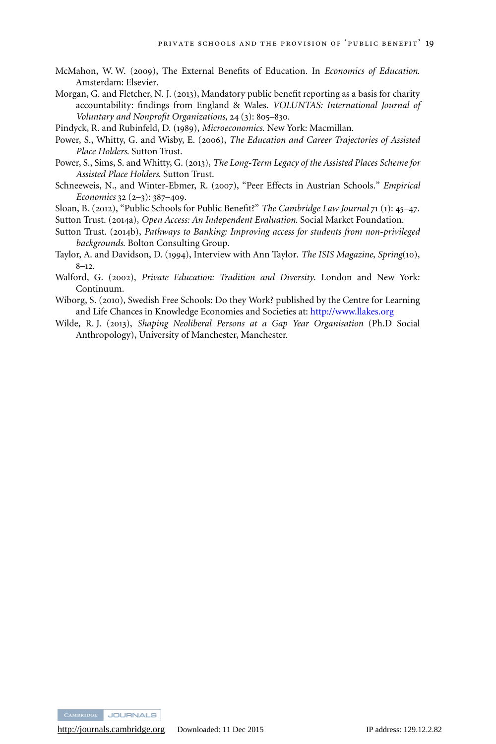McMahon, W. W. (2009), The External Benefits of Education. In *Economics of Education*. Amsterdam: Elsevier.

Morgan, G. and Fletcher, N. J. (2013), Mandatory public benefit reporting as a basis for charity accountability: findings from England & Wales. *VOLUNTAS: International Journal of Voluntary and Nonprofit Organizations*, 24 (3): 805–830.

Pindyck, R. and Rubinfeld, D. (1989), *Microeconomics*. New York: Macmillan.

Power, S., Whitty, G. and Wisby, E. (2006), *The Education and Career Trajectories of Assisted Place Holders*. Sutton Trust.

Power, S., Sims, S. and Whitty, G. (2013), *The Long-Term Legacy of the Assisted Places Scheme for Assisted Place Holders*. Sutton Trust.

Schneeweis, N., and Winter-Ebmer, R. (2007), "Peer Effects in Austrian Schools." *Empirical Economics* 32 (2–3): 387–409.

Sloan, B. (2012), "Public Schools for Public Benefit?" *The Cambridge Law Journal* 71 (1): 45–47.

Sutton Trust. (2014a), *Open Access: An Independent Evaluation*. Social Market Foundation.

Sutton Trust. (2014b), *Pathways to Banking: Improving access for students from non-privileged backgrounds*. Bolton Consulting Group.

Taylor, A. and Davidson, D. (1994), Interview with Ann Taylor. *The ISIS Magazine*, *Spring*(10), 8–12.

Walford, G. (2002), *Private Education: Tradition and Diversity*. London and New York: Continuum.

Wiborg, S. (2010), Swedish Free Schools: Do they Work? published by the Centre for Learning and Life Chances in Knowledge Economies and Societies at: http://www.llakes.org

Wilde, R. J. (2013), *Shaping Neoliberal Persons at a Gap Year Organisation* (Ph.D Social Anthropology), University of Manchester, Manchester.